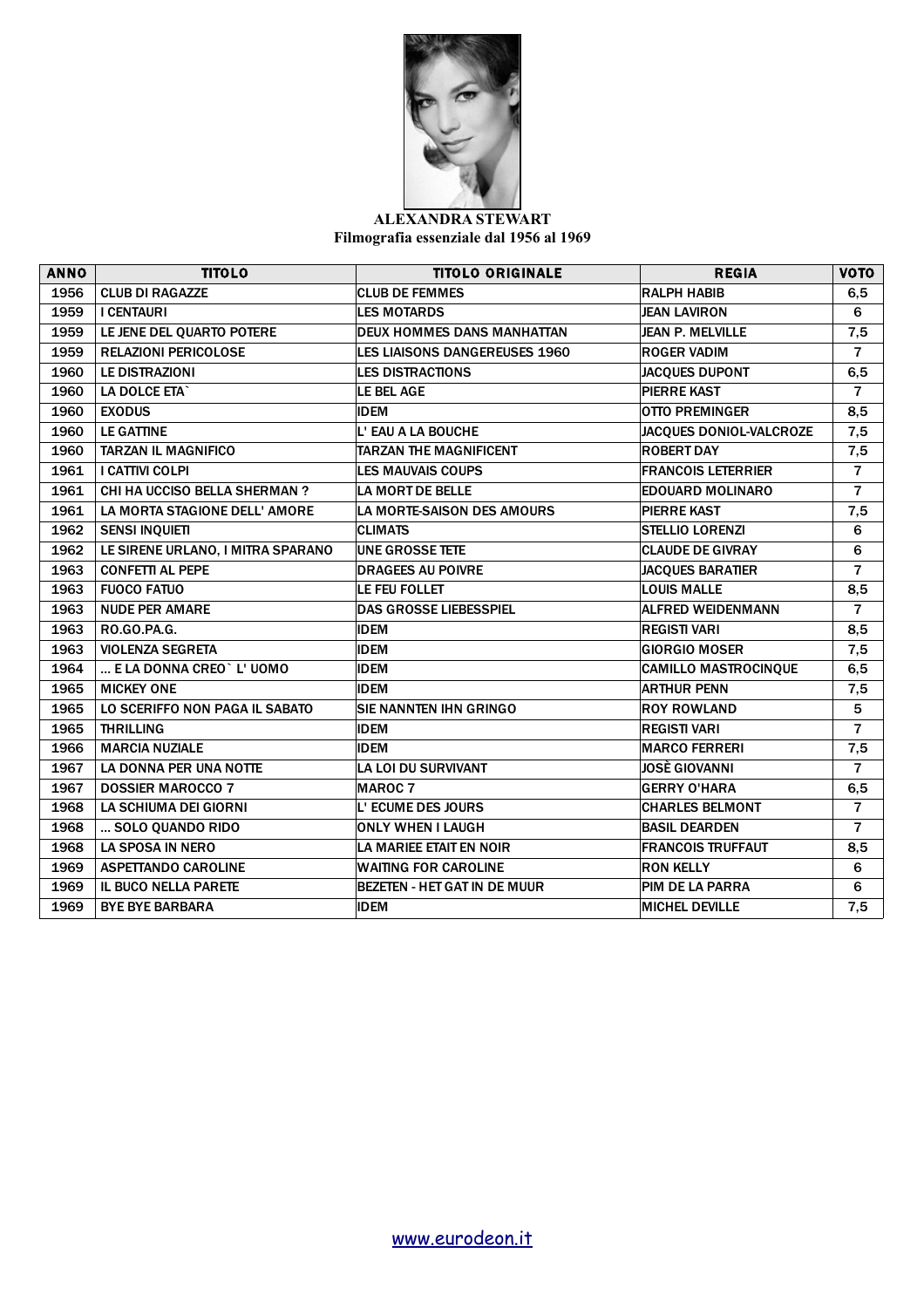**ALEXANDRA STEWART**

**Filmografia essenziale dal 1956 al 1969**

| ANNO | TITOLO | TITOLO ORIGINALE | REGIA | VOTO |
|---|---|---|---|---|
| 1956 | CLUB DI RAGAZZE | CLUB DE FEMMES | RALPH HABIB | 6,5 |
| 1959 | I CENTAURI | LES MOTARDS | JEAN LAVIRON | 6 |
| 1959 | LE JENE DEL QUARTO POTERE | DEUX HOMMES DANS MANHATTAN | JEAN P. MELVILLE | 7,5 |
| 1959 | RELAZIONI PERICOLOSE | LES LIAISONS DANGEREUSES 1960 | ROGER VADIM | 7 |
| 1960 | LE DISTRAZIONI | LES DISTRACTIONS | JACQUES DUPONT | 6,5 |
| 1960 | LA DOLCE ETA` | LE BEL AGE | PIERRE KAST | 7 |
| 1960 | EXODUS | IDEM | OTTO PREMINGER | 8,5 |
| 1960 | LE GATTINE | L' EAU A LA BOUCHE | JACQUES DONIOL-VALCROZE | 7,5 |
| 1960 | TARZAN IL MAGNIFICO | TARZAN THE MAGNIFICENT | ROBERT DAY | 7,5 |
| 1961 | I CATTIVI COLPI | LES MAUVAIS COUPS | FRANCOIS LETERRIER | 7 |
| 1961 | CHI HA UCCISO BELLA SHERMAN ? | LA MORT DE BELLE | EDOUARD MOLINARO | 7 |
| 1961 | LA MORTA STAGIONE DELL' AMORE | LA MORTE-SAISON DES AMOURS | PIERRE KAST | 7,5 |
| 1962 | SENSI INQUIETI | CLIMATS | STELLIO LORENZI | 6 |
| 1962 | LE SIRENE URLANO, I MITRA SPARANO | UNE GROSSE TETE | CLAUDE DE GIVRAY | 6 |
| 1963 | CONFETTI AL PEPE | DRAGEES AU POIVRE | JACQUES BARATIER | 7 |
| 1963 | FUOCO FATUO | LE FEU FOLLET | LOUIS MALLE | 8,5 |
| 1963 | NUDE PER AMARE | DAS GROSSE LIEBESSPIEL | ALFRED WEIDENMANN | 7 |
| 1963 | RO.GO.PA.G. | IDEM | REGISTI VARI | 8,5 |
| 1963 | VIOLENZA SEGRETA | IDEM | GIORGIO MOSER | 7,5 |
| 1964 | ... E LA DONNA CREO` L' UOMO | IDEM | CAMILLO MASTROCINQUE | 6,5 |
| 1965 | MICKEY ONE | IDEM | ARTHUR PENN | 7,5 |
| 1965 | LO SCERIFFO NON PAGA IL SABATO | SIE NANNTEN IHN GRINGO | ROY ROWLAND | 5 |
| 1965 | THRILLING | IDEM | REGISTI VARI | 7 |
| 1966 | MARCIA NUZIALE | IDEM | MARCO FERRERI | 7,5 |
| 1967 | LA DONNA PER UNA NOTTE | LA LOI DU SURVIVANT | JOSÈ GIOVANNI | 7 |
| 1967 | DOSSIER MAROCCO 7 | MAROC 7 | GERRY O'HARA | 6,5 |
| 1968 | LA SCHIUMA DEI GIORNI | L' ECUME DES JOURS | CHARLES BELMONT | 7 |
| 1968 | ... SOLO QUANDO RIDO | ONLY WHEN I LAUGH | BASIL DEARDEN | 7 |
| 1968 | LA SPOSA IN NERO | LA MARIEE ETAIT EN NOIR | FRANCOIS TRUFFAUT | 8,5 |
| 1969 | ASPETTANDO CAROLINE | WAITING FOR CAROLINE | RON KELLY | 6 |
| 1969 | IL BUCO NELLA PARETE | BEZETEN - HET GAT IN DE MUUR | PIM DE LA PARRA | 6 |
| 1969 | BYE BYE BARBARA | IDEM | MICHEL DEVILLE | 7,5 |

www.eurodeon.it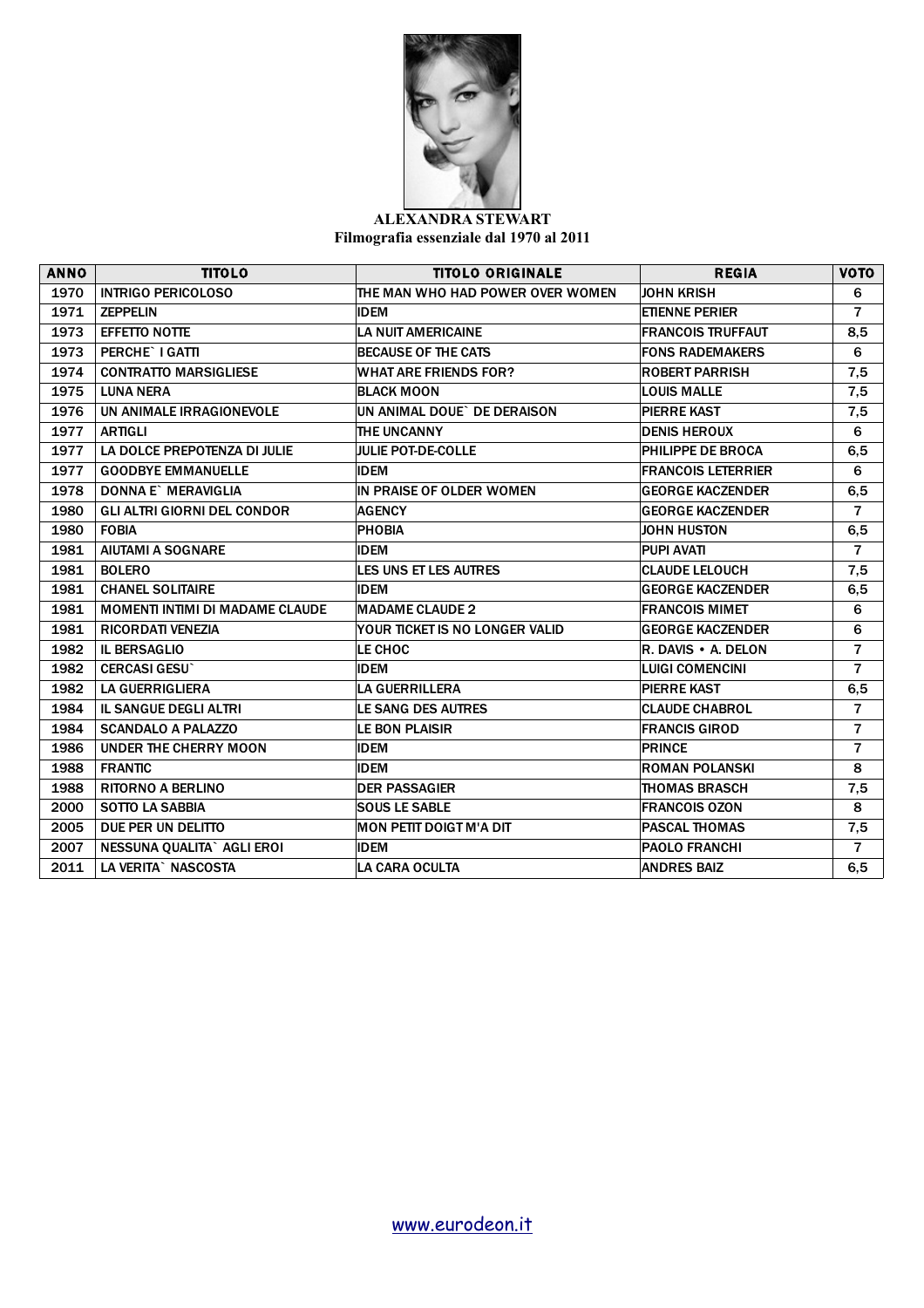**ALEXANDRA STEWART**
**Filmografia essenziale dal 1970 al 2011**

| ANNO | TITOLO | TITOLO ORIGINALE | REGIA | VOTO |
|---|---|---|---|---|
| 1970 | INTRIGO PERICOLOSO | THE MAN WHO HAD POWER OVER WOMEN | JOHN KRISH | 6 |
| 1971 | ZEPPELIN | IDEM | ETIENNE PERIER | 7 |
| 1973 | EFFETTO NOTTE | LA NUIT AMERICAINE | FRANCOIS TRUFFAUT | 8,5 |
| 1973 | PERCHE` I GATTI | BECAUSE OF THE CATS | FONS RADEMAKERS | 6 |
| 1974 | CONTRATTO MARSIGLIESE | WHAT ARE FRIENDS FOR? | ROBERT PARRISH | 7,5 |
| 1975 | LUNA NERA | BLACK MOON | LOUIS MALLE | 7,5 |
| 1976 | UN ANIMALE IRRAGIONEVOLE | UN ANIMAL DOUE` DE DERAISON | PIERRE KAST | 7,5 |
| 1977 | ARTIGLI | THE UNCANNY | DENIS HEROUX | 6 |
| 1977 | LA DOLCE PREPOTENZA DI JULIE | JULIE POT-DE-COLLE | PHILIPPE DE BROCA | 6,5 |
| 1977 | GOODBYE EMMANUELLE | IDEM | FRANCOIS LETERRIER | 6 |
| 1978 | DONNA E` MERAVIGLIA | IN PRAISE OF OLDER WOMEN | GEORGE KACZENDER | 6,5 |
| 1980 | GLI ALTRI GIORNI DEL CONDOR | AGENCY | GEORGE KACZENDER | 7 |
| 1980 | FOBIA | PHOBIA | JOHN HUSTON | 6,5 |
| 1981 | AIUTAMI A SOGNARE | IDEM | PUPI AVATI | 7 |
| 1981 | BOLERO | LES UNS ET LES AUTRES | CLAUDE LELOUCH | 7,5 |
| 1981 | CHANEL SOLITAIRE | IDEM | GEORGE KACZENDER | 6,5 |
| 1981 | MOMENTI INTIMI DI MADAME CLAUDE | MADAME CLAUDE 2 | FRANCOIS MIMET | 6 |
| 1981 | RICORDATI VENEZIA | YOUR TICKET IS NO LONGER VALID | GEORGE KACZENDER | 6 |
| 1982 | IL BERSAGLIO | LE CHOC | R. DAVIS • A. DELON | 7 |
| 1982 | CERCASI GESU` | IDEM | LUIGI COMENCINI | 7 |
| 1982 | LA GUERRIGLIERA | LA GUERRILLERA | PIERRE KAST | 6,5 |
| 1984 | IL SANGUE DEGLI ALTRI | LE SANG DES AUTRES | CLAUDE CHABROL | 7 |
| 1984 | SCANDALO A PALAZZO | LE BON PLAISIR | FRANCIS GIROD | 7 |
| 1986 | UNDER THE CHERRY MOON | IDEM | PRINCE | 7 |
| 1988 | FRANTIC | IDEM | ROMAN POLANSKI | 8 |
| 1988 | RITORNO A BERLINO | DER PASSAGIER | THOMAS BRASCH | 7,5 |
| 2000 | SOTTO LA SABBIA | SOUS LE SABLE | FRANCOIS OZON | 8 |
| 2005 | DUE PER UN DELITTO | MON PETIT DOIGT M'A DIT | PASCAL THOMAS | 7,5 |
| 2007 | NESSUNA QUALITA` AGLI EROI | IDEM | PAOLO FRANCHI | 7 |
| 2011 | LA VERITA` NASCOSTA | LA CARA OCULTA | ANDRES BAIZ | 6,5 |

www.eurodeon.it